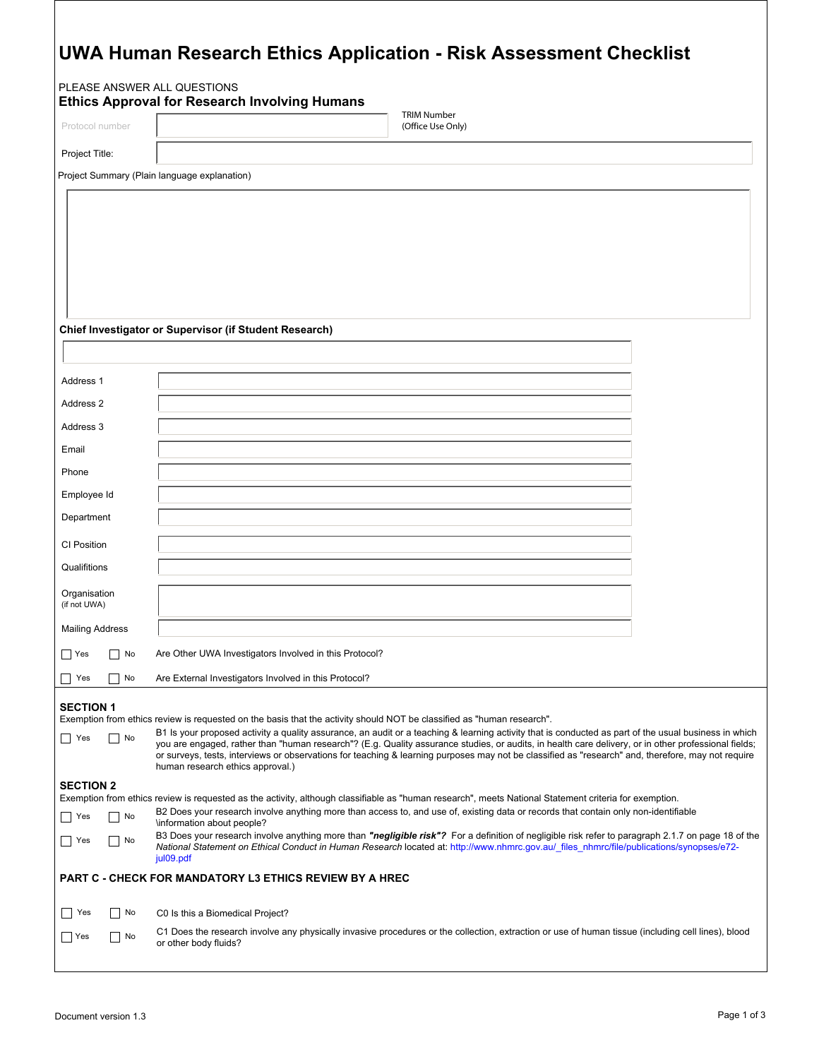# UWA Human Research Ethics Application - Risk Assessment Checklist

PLEASE ANSWER ALL QUESTIONS

## Ethics Approval for Research Involving Humans

Protocol number

TRIM Number (Office Use Only)

Project Title:

Project Summary (Plain language explanation)

### Chief Investigator or Supervisor (if Student Research)

Address 1

Address 2

Address 3

Email

Phone

Employee Id

Department

CI Position

Qualifitions

Organisation (if not UWA)

Mailing Address

☐ Yes ☐ No Are Other UWA Investigators Involved in this Protocol?

☐ Yes ☐ No Are External Investigators Involved in this Protocol?

### SECTION 1

Exemption from ethics review is requested on the basis that the activity should NOT be classified as "human research".

☐ Yes ☐ No B1 Is your proposed activity a quality assurance, an audit or a teaching & learning activity that is conducted as part of the usual business in which you are engaged, rather than "human research"? (E.g. Quality assurance studies, or audits, in health care delivery, or in other professional fields; or surveys, tests, interviews or observations for teaching & learning purposes may not be classified as "research" and, therefore, may not require human research ethics approval.)

### SECTION 2

Exemption from ethics review is requested as the activity, although classifiable as "human research", meets National Statement criteria for exemption.

☐ Yes ☐ No B2 Does your research involve anything more than access to, and use of, existing data or records that contain only non-identifiable \information about people?

☐ Yes ☐ No B3 Does your research involve anything more than ***"negligible risk"?*** For a definition of negligible risk refer to paragraph 2.1.7 on page 18 of the *National Statement on Ethical Conduct in Human Research* located at: http://www.nhmrc.gov.au/_files_nhmrc/file/publications/synopses/e72-jul09.pdf

### PART C - CHECK FOR MANDATORY L3 ETHICS REVIEW BY A HREC

☐ Yes ☐ No C0 Is this a Biomedical Project?

☐ Yes ☐ No C1 Does the research involve any physically invasive procedures or the collection, extraction or use of human tissue (including cell lines), blood or other body fluids?

Document version 1.3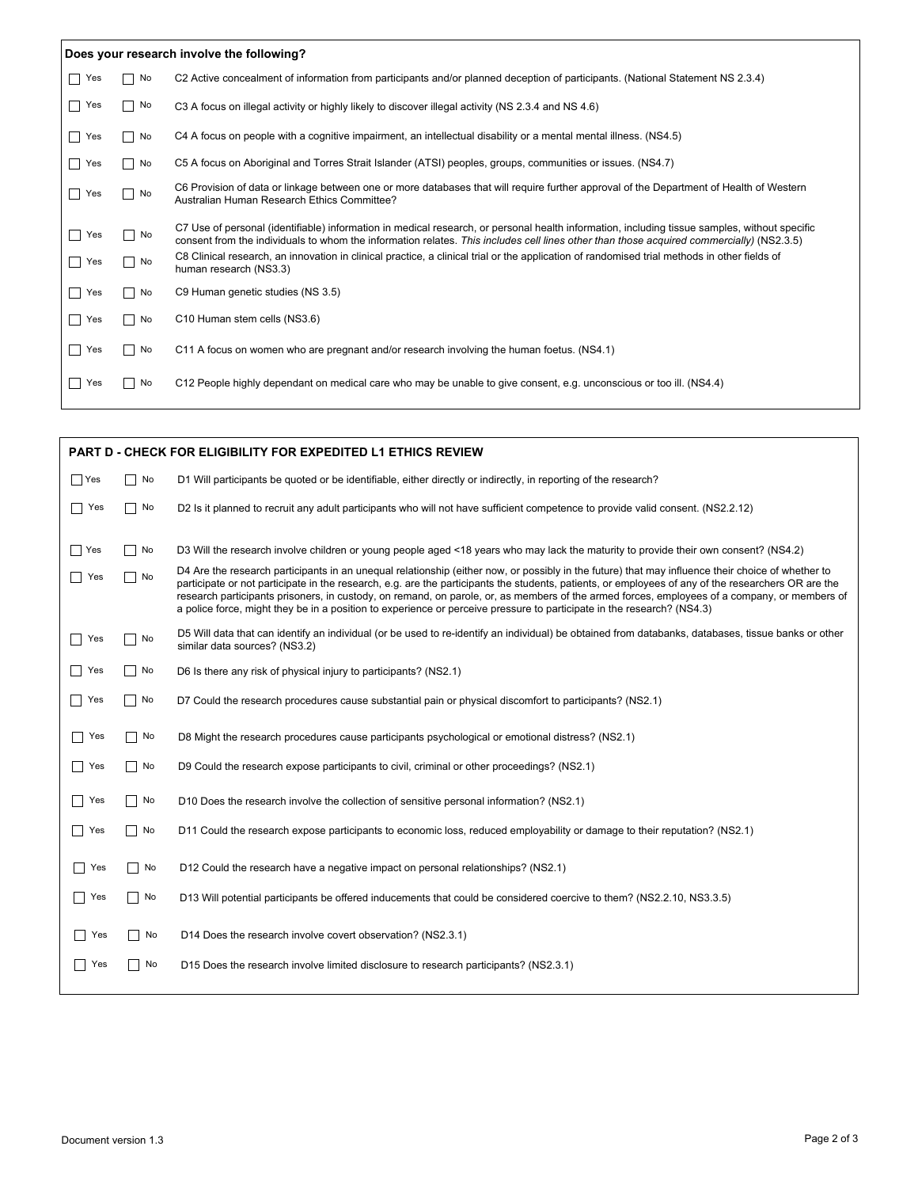**Does your research involve the following?**

☐ Yes ☐ No C2 Active concealment of information from participants and/or planned deception of participants. (National Statement NS 2.3.4)

☐ Yes ☐ No C3 A focus on illegal activity or highly likely to discover illegal activity (NS 2.3.4 and NS 4.6)

☐ Yes ☐ No C4 A focus on people with a cognitive impairment, an intellectual disability or a mental mental illness. (NS4.5)

☐ Yes ☐ No C5 A focus on Aboriginal and Torres Strait Islander (ATSI) peoples, groups, communities or issues. (NS4.7)

☐ Yes ☐ No C6 Provision of data or linkage between one or more databases that will require further approval of the Department of Health of Western Australian Human Research Ethics Committee?

☐ Yes ☐ No C7 Use of personal (identifiable) information in medical research, or personal health information, including tissue samples, without specific consent from the individuals to whom the information relates. *This includes cell lines other than those acquired commercially)* (NS2.3.5)

☐ Yes ☐ No C8 Clinical research, an innovation in clinical practice, a clinical trial or the application of randomised trial methods in other fields of human research (NS3.3)

☐ Yes ☐ No C9 Human genetic studies (NS 3.5)

☐ Yes ☐ No C10 Human stem cells (NS3.6)

☐ Yes ☐ No C11 A focus on women who are pregnant and/or research involving the human foetus. (NS4.1)

☐ Yes ☐ No C12 People highly dependant on medical care who may be unable to give consent, e.g. unconscious or too ill. (NS4.4)

## PART D - CHECK FOR ELIGIBILITY FOR EXPEDITED L1 ETHICS REVIEW

☐ Yes ☐ No D1 Will participants be quoted or be identifiable, either directly or indirectly, in reporting of the research?

☐ Yes ☐ No D2 Is it planned to recruit any adult participants who will not have sufficient competence to provide valid consent. (NS2.2.12)

☐ Yes ☐ No D3 Will the research involve children or young people aged <18 years who may lack the maturity to provide their own consent? (NS4.2)

☐ Yes ☐ No D4 Are the research participants in an unequal relationship (either now, or possibly in the future) that may influence their choice of whether to participate or not participate in the research, e.g. are the participants the students, patients, or employees of any of the researchers OR are the research participants prisoners, in custody, on remand, on parole, or, as members of the armed forces, employees of a company, or members of a police force, might they be in a position to experience or perceive pressure to participate in the research? (NS4.3)

☐ Yes ☐ No D5 Will data that can identify an individual (or be used to re-identify an individual) be obtained from databanks, databases, tissue banks or other similar data sources? (NS3.2)

☐ Yes ☐ No D6 Is there any risk of physical injury to participants? (NS2.1)

☐ Yes ☐ No D7 Could the research procedures cause substantial pain or physical discomfort to participants? (NS2.1)

☐ Yes ☐ No D8 Might the research procedures cause participants psychological or emotional distress? (NS2.1)

☐ Yes ☐ No D9 Could the research expose participants to civil, criminal or other proceedings? (NS2.1)

☐ Yes ☐ No D10 Does the research involve the collection of sensitive personal information? (NS2.1)

☐ Yes ☐ No D11 Could the research expose participants to economic loss, reduced employability or damage to their reputation? (NS2.1)

☐ Yes ☐ No D12 Could the research have a negative impact on personal relationships? (NS2.1)

☐ Yes ☐ No D13 Will potential participants be offered inducements that could be considered coercive to them? (NS2.2.10, NS3.3.5)

☐ Yes ☐ No D14 Does the research involve covert observation? (NS2.3.1)

☐ Yes ☐ No D15 Does the research involve limited disclosure to research participants? (NS2.3.1)

Document version 1.3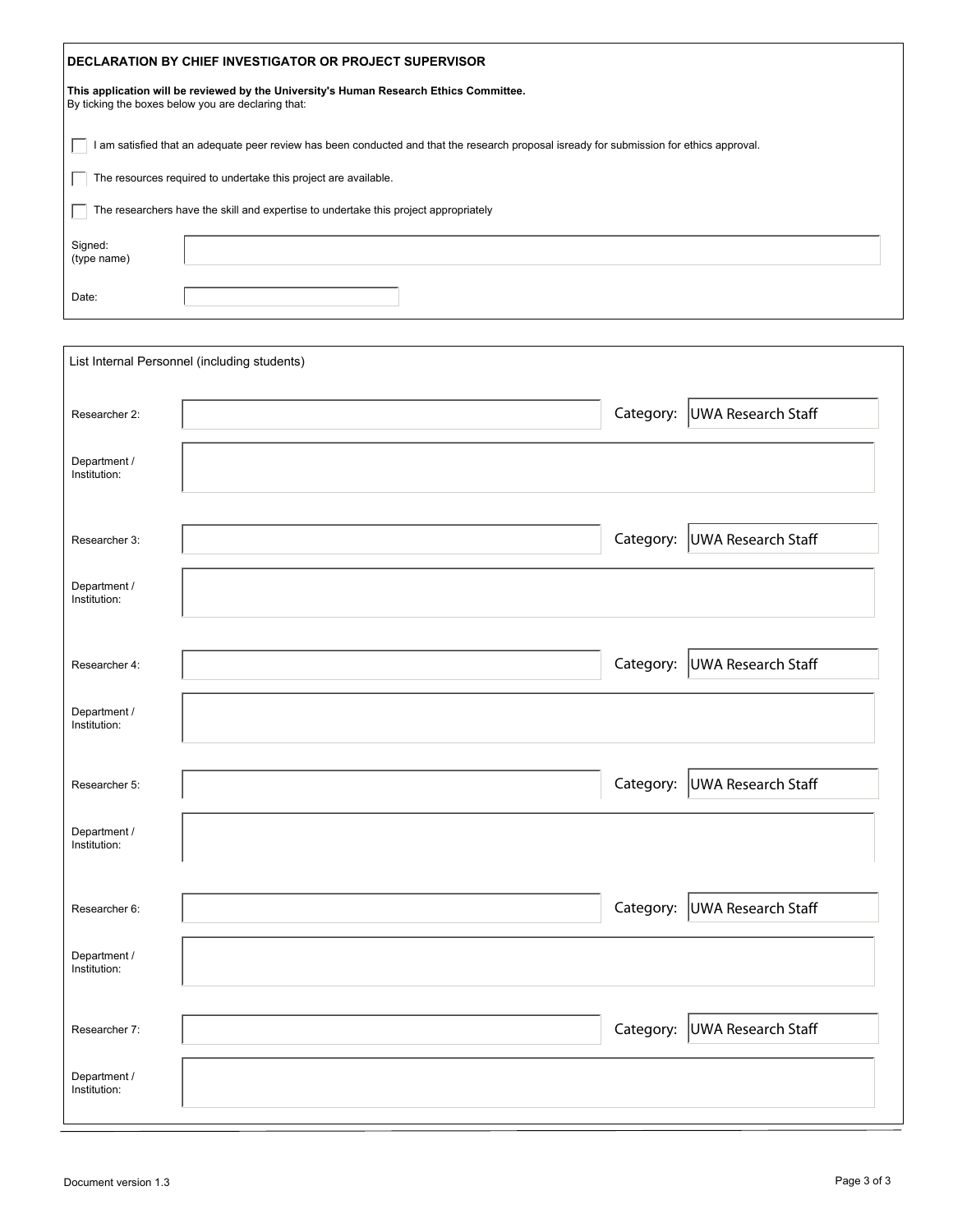## DECLARATION BY CHIEF INVESTIGATOR OR PROJECT SUPERVISOR

**This application will be reviewed by the University's Human Research Ethics Committee.**
By ticking the boxes below you are declaring that:

- [ ] I am satisfied that an adequate peer review has been conducted and that the research proposal isready for submission for ethics approval.
- [ ] The resources required to undertake this project are available.
- [ ] The researchers have the skill and expertise to undertake this project appropriately

Signed:
(type name)

Date:

---

List Internal Personnel (including students)

Researcher 2: Category: UWA Research Staff

Department / Institution:

Researcher 3: Category: UWA Research Staff

Department / Institution:

Researcher 4: Category: UWA Research Staff

Department / Institution:

Researcher 5: Category: UWA Research Staff

Department / Institution:

Researcher 6: Category: UWA Research Staff

Department / Institution:

Researcher 7: Category: UWA Research Staff

Department / Institution:

Document version 1.3